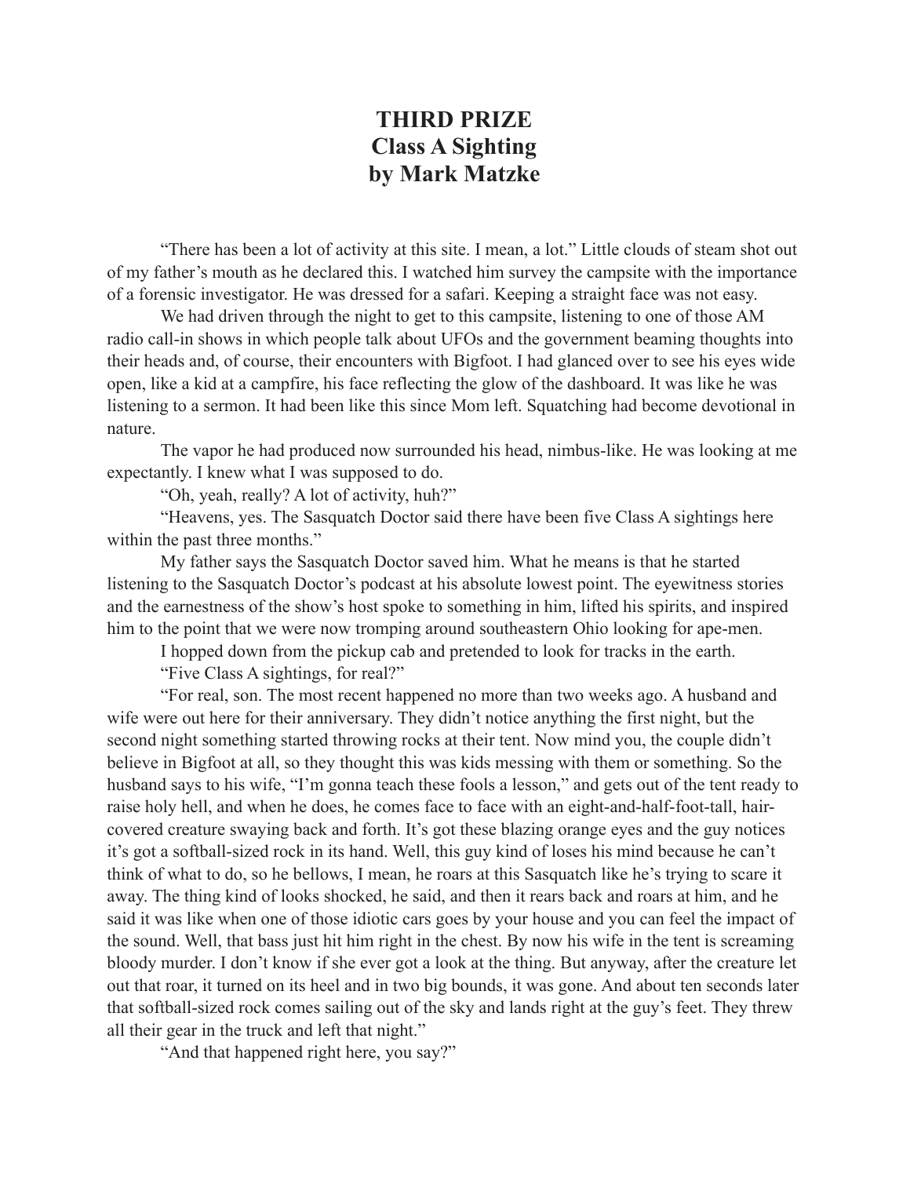# THIRD PRIZE
# Class A Sighting
# by Mark Matzke

"There has been a lot of activity at this site. I mean, a lot." Little clouds of steam shot out of my father's mouth as he declared this. I watched him survey the campsite with the importance of a forensic investigator. He was dressed for a safari. Keeping a straight face was not easy.

We had driven through the night to get to this campsite, listening to one of those AM radio call-in shows in which people talk about UFOs and the government beaming thoughts into their heads and, of course, their encounters with Bigfoot. I had glanced over to see his eyes wide open, like a kid at a campfire, his face reflecting the glow of the dashboard. It was like he was listening to a sermon. It had been like this since Mom left. Squatching had become devotional in nature.

The vapor he had produced now surrounded his head, nimbus-like. He was looking at me expectantly. I knew what I was supposed to do.

"Oh, yeah, really? A lot of activity, huh?"

"Heavens, yes. The Sasquatch Doctor said there have been five Class A sightings here within the past three months."

My father says the Sasquatch Doctor saved him. What he means is that he started listening to the Sasquatch Doctor's podcast at his absolute lowest point. The eyewitness stories and the earnestness of the show's host spoke to something in him, lifted his spirits, and inspired him to the point that we were now tromping around southeastern Ohio looking for ape-men.

I hopped down from the pickup cab and pretended to look for tracks in the earth.

"Five Class A sightings, for real?"

"For real, son. The most recent happened no more than two weeks ago. A husband and wife were out here for their anniversary. They didn't notice anything the first night, but the second night something started throwing rocks at their tent. Now mind you, the couple didn't believe in Bigfoot at all, so they thought this was kids messing with them or something. So the husband says to his wife, "I'm gonna teach these fools a lesson," and gets out of the tent ready to raise holy hell, and when he does, he comes face to face with an eight-and-half-foot-tall, hair-covered creature swaying back and forth. It's got these blazing orange eyes and the guy notices it's got a softball-sized rock in its hand. Well, this guy kind of loses his mind because he can't think of what to do, so he bellows, I mean, he roars at this Sasquatch like he's trying to scare it away. The thing kind of looks shocked, he said, and then it rears back and roars at him, and he said it was like when one of those idiotic cars goes by your house and you can feel the impact of the sound. Well, that bass just hit him right in the chest. By now his wife in the tent is screaming bloody murder. I don't know if she ever got a look at the thing. But anyway, after the creature let out that roar, it turned on its heel and in two big bounds, it was gone. And about ten seconds later that softball-sized rock comes sailing out of the sky and lands right at the guy's feet. They threw all their gear in the truck and left that night."

"And that happened right here, you say?"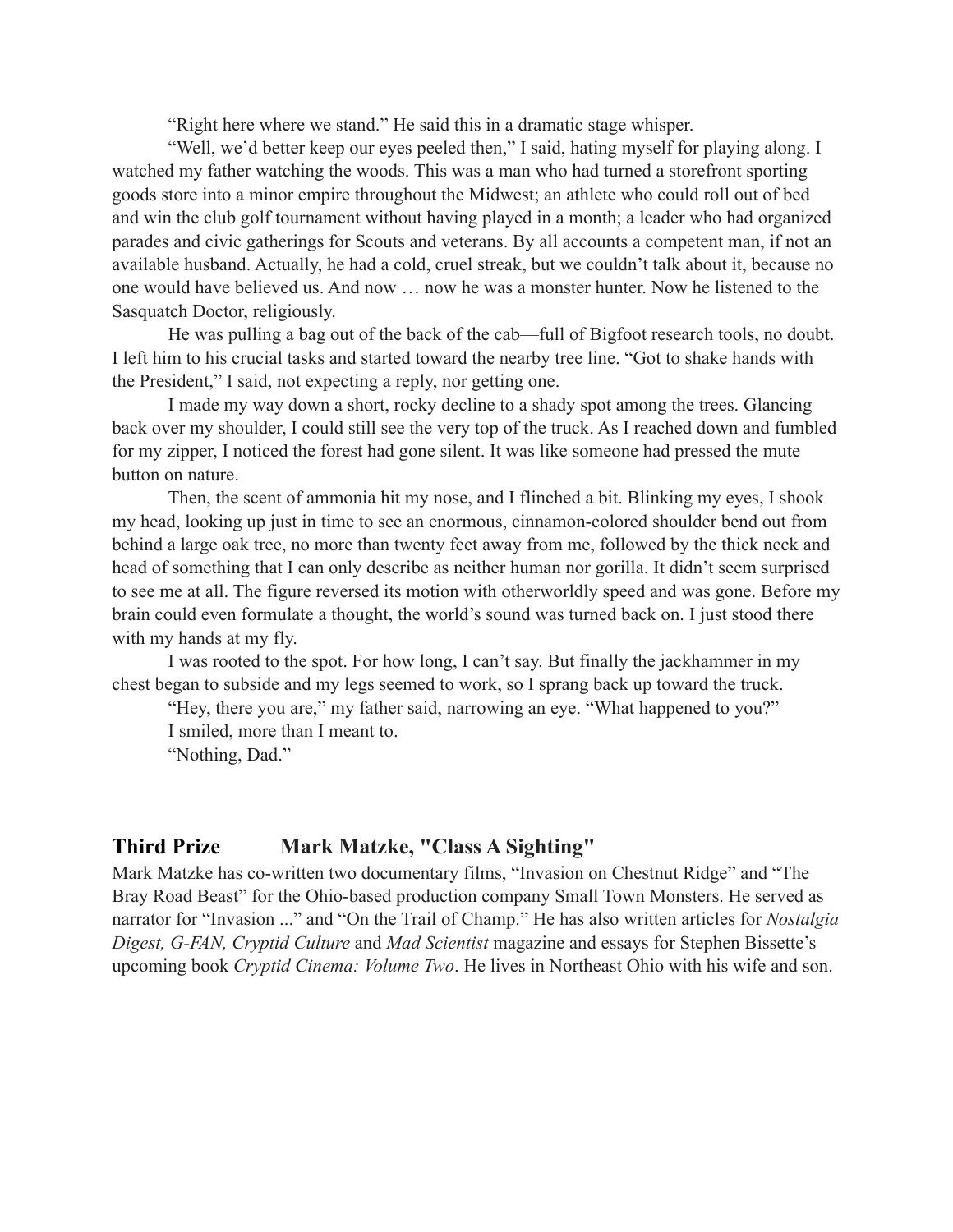"Right here where we stand." He said this in a dramatic stage whisper.

"Well, we'd better keep our eyes peeled then," I said, hating myself for playing along. I watched my father watching the woods. This was a man who had turned a storefront sporting goods store into a minor empire throughout the Midwest; an athlete who could roll out of bed and win the club golf tournament without having played in a month; a leader who had organized parades and civic gatherings for Scouts and veterans. By all accounts a competent man, if not an available husband. Actually, he had a cold, cruel streak, but we couldn't talk about it, because no one would have believed us. And now … now he was a monster hunter. Now he listened to the Sasquatch Doctor, religiously.

He was pulling a bag out of the back of the cab—full of Bigfoot research tools, no doubt. I left him to his crucial tasks and started toward the nearby tree line. "Got to shake hands with the President," I said, not expecting a reply, nor getting one.

I made my way down a short, rocky decline to a shady spot among the trees. Glancing back over my shoulder, I could still see the very top of the truck. As I reached down and fumbled for my zipper, I noticed the forest had gone silent. It was like someone had pressed the mute button on nature.

Then, the scent of ammonia hit my nose, and I flinched a bit. Blinking my eyes, I shook my head, looking up just in time to see an enormous, cinnamon-colored shoulder bend out from behind a large oak tree, no more than twenty feet away from me, followed by the thick neck and head of something that I can only describe as neither human nor gorilla. It didn't seem surprised to see me at all. The figure reversed its motion with otherworldly speed and was gone. Before my brain could even formulate a thought, the world's sound was turned back on. I just stood there with my hands at my fly.

I was rooted to the spot. For how long, I can't say. But finally the jackhammer in my chest began to subside and my legs seemed to work, so I sprang back up toward the truck.

"Hey, there you are," my father said, narrowing an eye. "What happened to you?"

I smiled, more than I meant to.

"Nothing, Dad."

## Third Prize Mark Matzke, "Class A Sighting"

Mark Matzke has co-written two documentary films, "Invasion on Chestnut Ridge" and "The Bray Road Beast" for the Ohio-based production company Small Town Monsters. He served as narrator for "Invasion ..." and "On the Trail of Champ." He has also written articles for *Nostalgia Digest, G-FAN, Cryptid Culture* and *Mad Scientist* magazine and essays for Stephen Bissette's upcoming book *Cryptid Cinema: Volume Two*. He lives in Northeast Ohio with his wife and son.